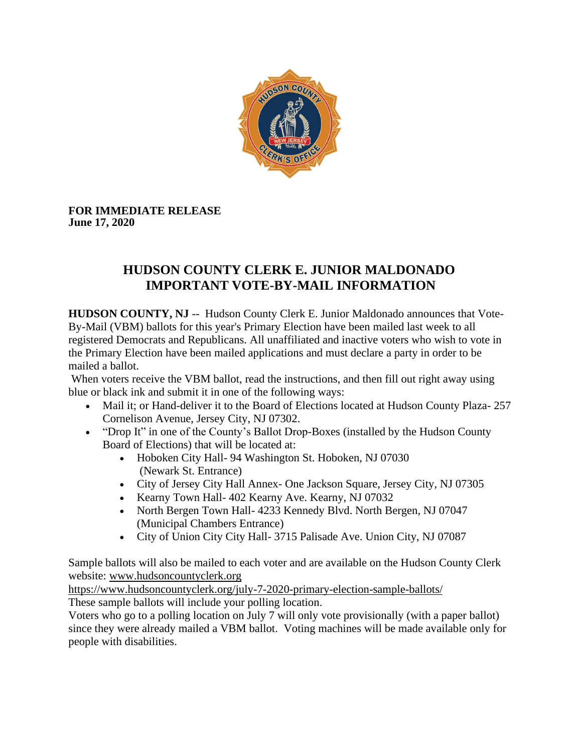**FOR IMMEDIATE RELEASE**
**June 17, 2020**

# HUDSON COUNTY CLERK E. JUNIOR MALDONADO IMPORTANT VOTE-BY-MAIL INFORMATION

**HUDSON COUNTY, NJ** -- Hudson County Clerk E. Junior Maldonado announces that Vote-By-Mail (VBM) ballots for this year's Primary Election have been mailed last week to all registered Democrats and Republicans. All unaffiliated and inactive voters who wish to vote in the Primary Election have been mailed applications and must declare a party in order to be mailed a ballot.

When voters receive the VBM ballot, read the instructions, and then fill out right away using blue or black ink and submit it in one of the following ways:

- Mail it; or Hand-deliver it to the Board of Elections located at Hudson County Plaza- 257 Cornelison Avenue, Jersey City, NJ 07302.
- "Drop It" in one of the County's Ballot Drop-Boxes (installed by the Hudson County Board of Elections) that will be located at:
  - Hoboken City Hall- 94 Washington St. Hoboken, NJ 07030 (Newark St. Entrance)
  - City of Jersey City Hall Annex- One Jackson Square, Jersey City, NJ 07305
  - Kearny Town Hall- 402 Kearny Ave. Kearny, NJ 07032
  - North Bergen Town Hall- 4233 Kennedy Blvd. North Bergen, NJ 07047 (Municipal Chambers Entrance)
  - City of Union City City Hall- 3715 Palisade Ave. Union City, NJ 07087

Sample ballots will also be mailed to each voter and are available on the Hudson County Clerk website: www.hudsoncountyclerk.org
https://www.hudsoncountyclerk.org/july-7-2020-primary-election-sample-ballots/
These sample ballots will include your polling location.
Voters who go to a polling location on July 7 will only vote provisionally (with a paper ballot) since they were already mailed a VBM ballot. Voting machines will be made available only for people with disabilities.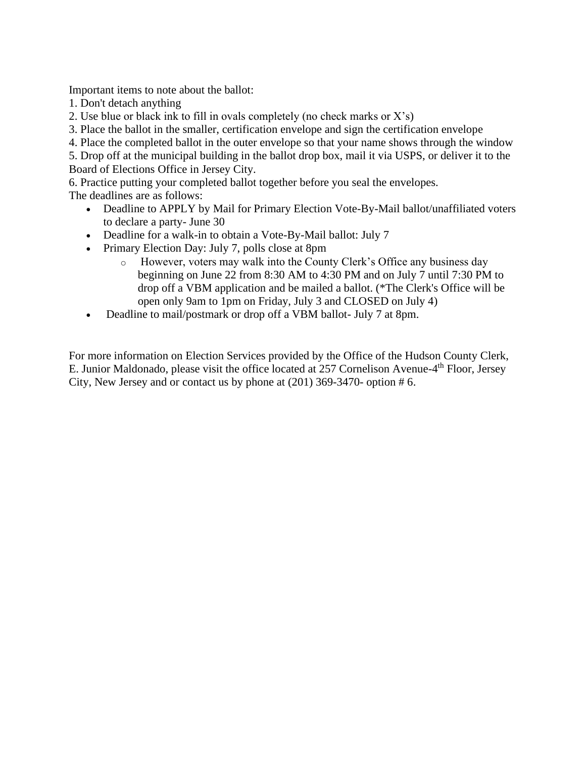Important items to note about the ballot:

1. Don't detach anything
2. Use blue or black ink to fill in ovals completely (no check marks or X's)
3. Place the ballot in the smaller, certification envelope and sign the certification envelope
4. Place the completed ballot in the outer envelope so that your name shows through the window
5. Drop off at the municipal building in the ballot drop box, mail it via USPS, or deliver it to the Board of Elections Office in Jersey City.
6. Practice putting your completed ballot together before you seal the envelopes.

The deadlines are as follows:

- Deadline to APPLY by Mail for Primary Election Vote-By-Mail ballot/unaffiliated voters to declare a party- June 30
- Deadline for a walk-in to obtain a Vote-By-Mail ballot: July 7
- Primary Election Day: July 7, polls close at 8pm
  - However, voters may walk into the County Clerk's Office any business day beginning on June 22 from 8:30 AM to 4:30 PM and on July 7 until 7:30 PM to drop off a VBM application and be mailed a ballot. (*The Clerk's Office will be open only 9am to 1pm on Friday, July 3 and CLOSED on July 4)
- Deadline to mail/postmark or drop off a VBM ballot- July 7 at 8pm.

For more information on Election Services provided by the Office of the Hudson County Clerk, E. Junior Maldonado, please visit the office located at 257 Cornelison Avenue-4th Floor, Jersey City, New Jersey and or contact us by phone at (201) 369-3470- option # 6.